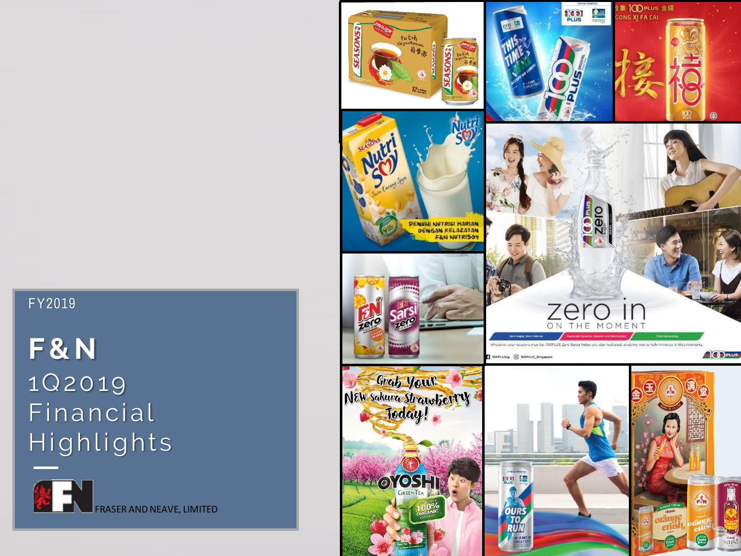FY2019

# F&N

# 1Q2019 Financial Highlights

FRASER AND NEAVE, LIMITED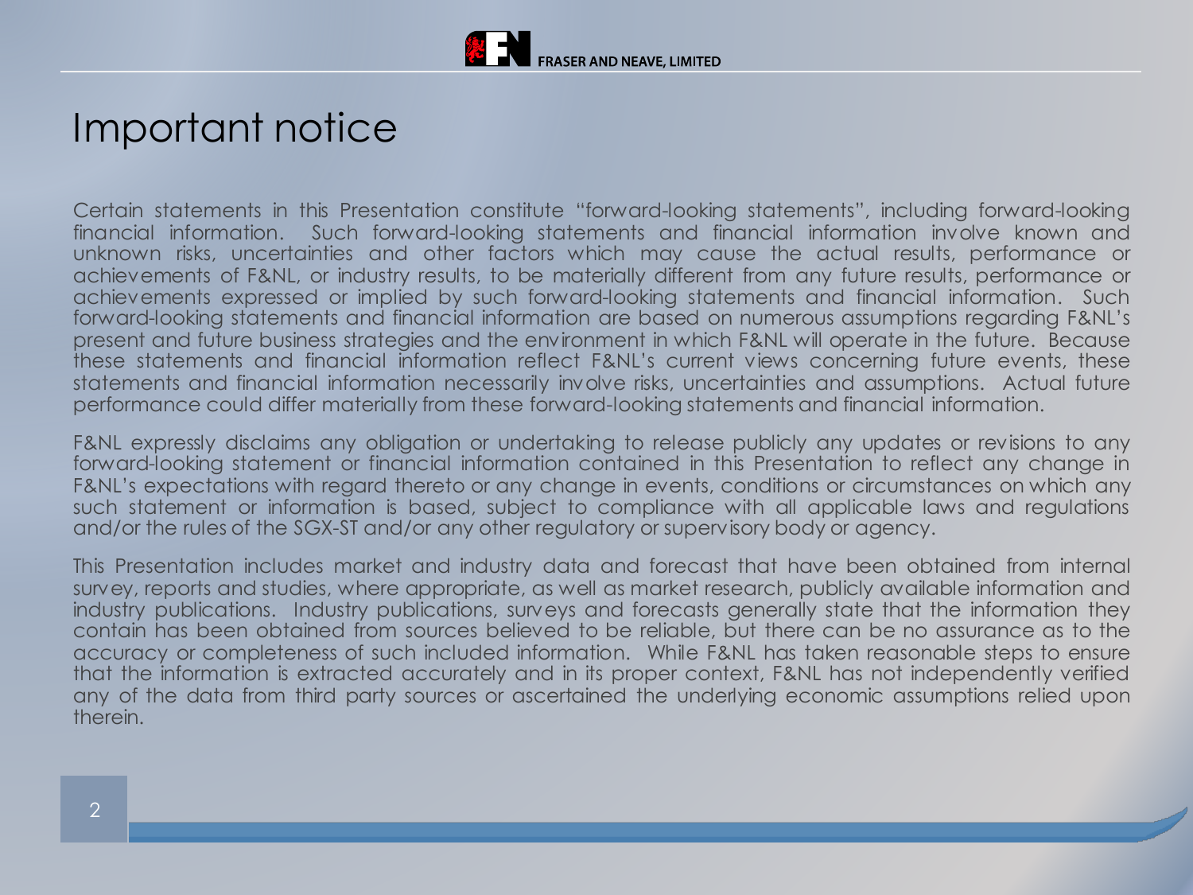# Important notice

Certain statements in this Presentation constitute "forward-looking statements", including forward-looking financial information. Such forward-looking statements and financial information involve known and unknown risks, uncertainties and other factors which may cause the actual results, performance or achievements of F&NL, or industry results, to be materially different from any future results, performance or achievements expressed or implied by such forward-looking statements and financial information. Such forward-looking statements and financial information are based on numerous assumptions regarding F&NL's present and future business strategies and the environment in which F&NL will operate in the future. Because these statements and financial information reflect F&NL's current views concerning future events, these statements and financial information necessarily involve risks, uncertainties and assumptions. Actual future performance could differ materially from these forward-looking statements and financial information.

F&NL expressly disclaims any obligation or undertaking to release publicly any updates or revisions to any forward-looking statement or financial information contained in this Presentation to reflect any change in F&NL's expectations with regard thereto or any change in events, conditions or circumstances on which any such statement or information is based, subject to compliance with all applicable laws and regulations and/or the rules of the SGX-ST and/or any other regulatory or supervisory body or agency.

This Presentation includes market and industry data and forecast that have been obtained from internal survey, reports and studies, where appropriate, as well as market research, publicly available information and industry publications. Industry publications, surveys and forecasts generally state that the information they contain has been obtained from sources believed to be reliable, but there can be no assurance as to the accuracy or completeness of such included information. While F&NL has taken reasonable steps to ensure that the information is extracted accurately and in its proper context, F&NL has not independently verified any of the data from third party sources or ascertained the underlying economic assumptions relied upon therein.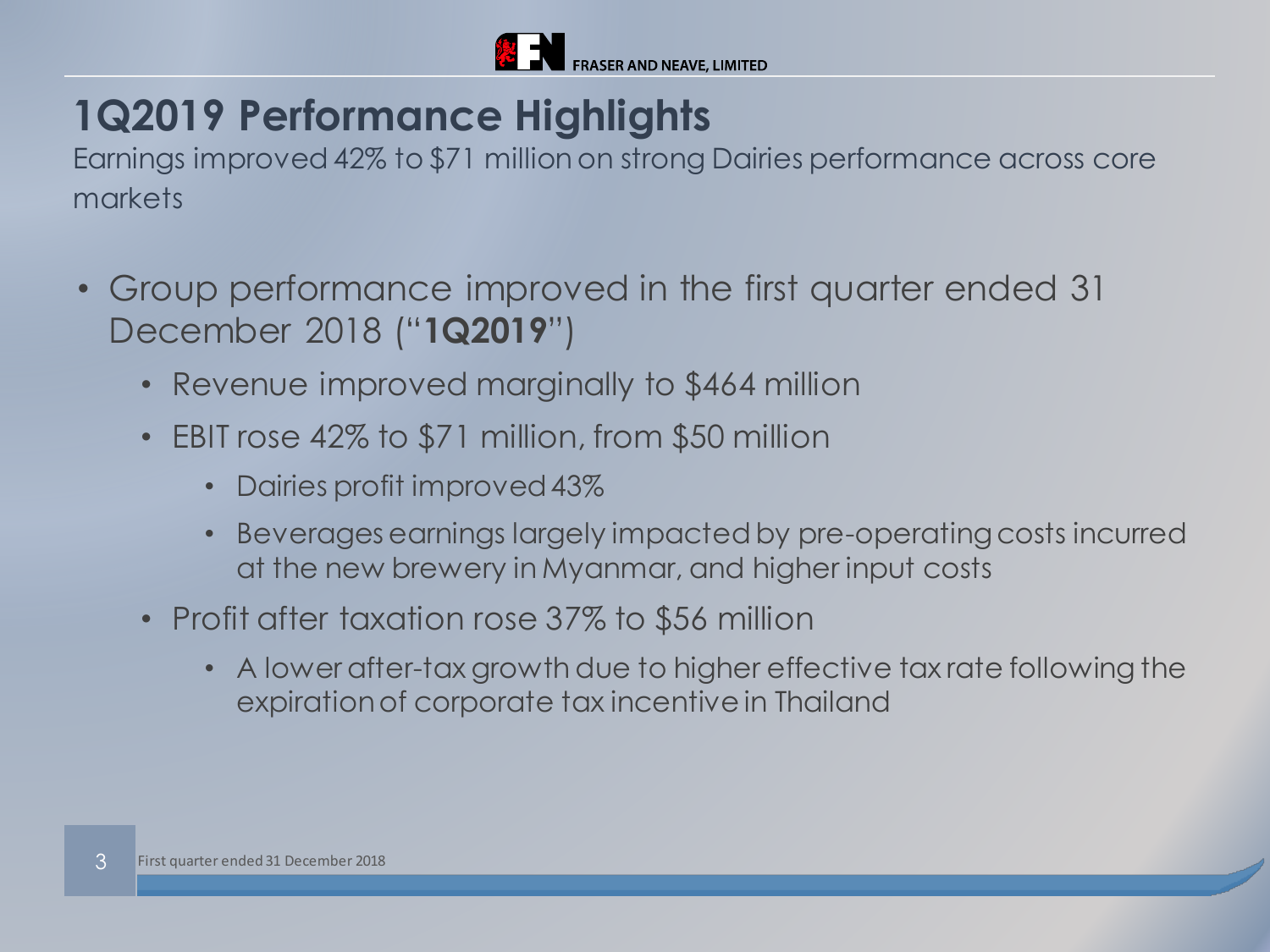# 1Q2019 Performance Highlights

Earnings improved 42% to $71 million on strong Dairies performance across core markets

- Group performance improved in the first quarter ended 31 December 2018 ("**1Q2019**")
  - Revenue improved marginally to $464 million
  - EBIT rose 42% to $71 million, from $50 million
    - Dairies profit improved 43%
    - Beverages earnings largely impacted by pre-operating costs incurred at the new brewery in Myanmar, and higher input costs
  - Profit after taxation rose 37% to $56 million
    - A lower after-tax growth due to higher effective tax rate following the expiration of corporate tax incentive in Thailand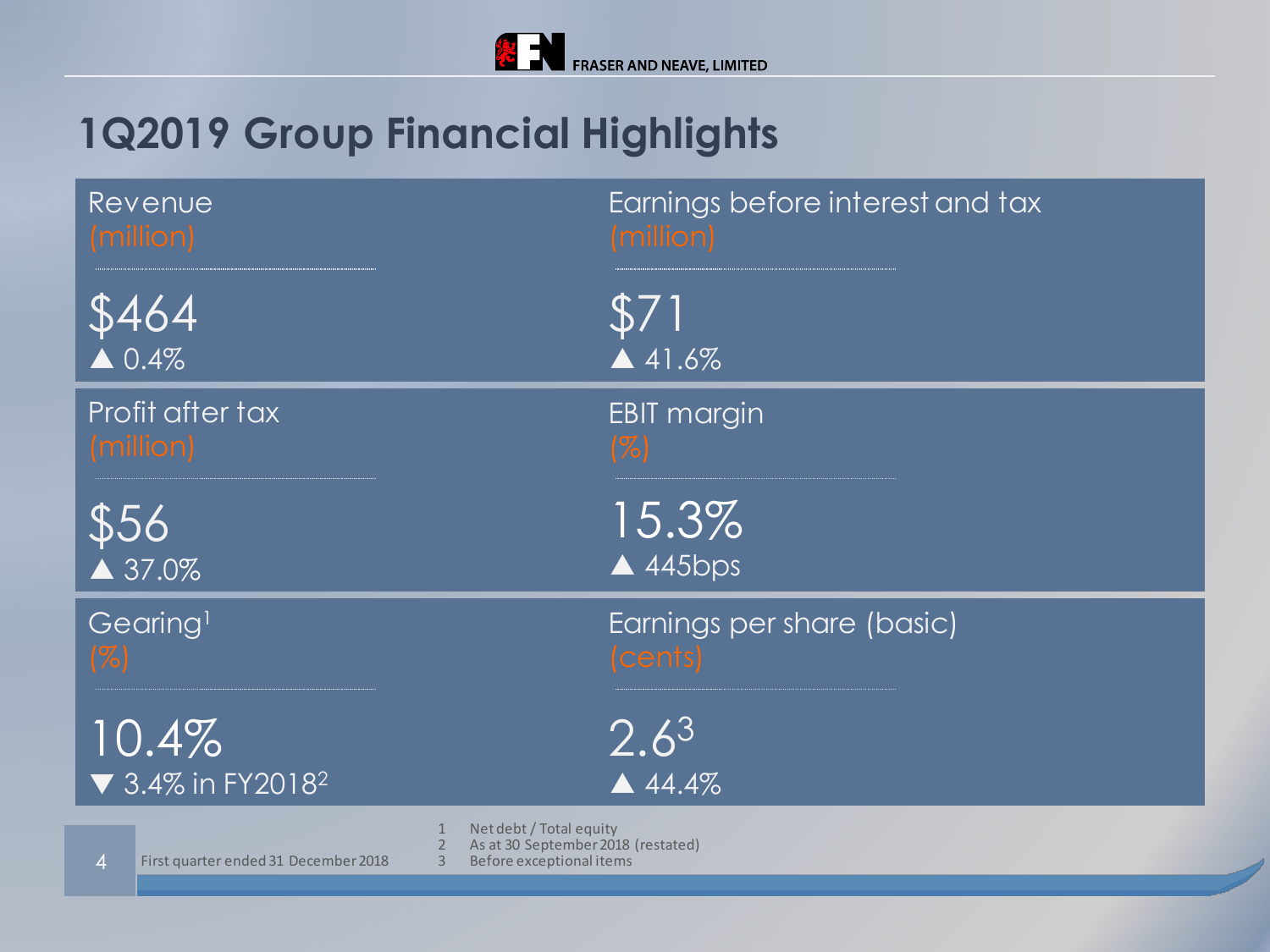# 1Q2019 Group Financial Highlights

| Metric | Value | Change |
|---|---|---|
| Revenue (million) | $464 | ▲ 0.4% |
| Earnings before interest and tax (million) | $71 | ▲ 41.6% |
| Profit after tax (million) | $56 | ▲ 37.0% |
| EBIT margin (%) | 15.3% | ▲ 445bps |
| Gearing[1] (%) | 10.4% | ▼ 3.4% in FY2018[2] |
| Earnings per share (basic) (cents) | 2.6[3] | ▲ 44.4% |

First quarter ended 31 December 2018

1 Net debt / Total equity
2 As at 30 September 2018 (restated)
3 Before exceptional items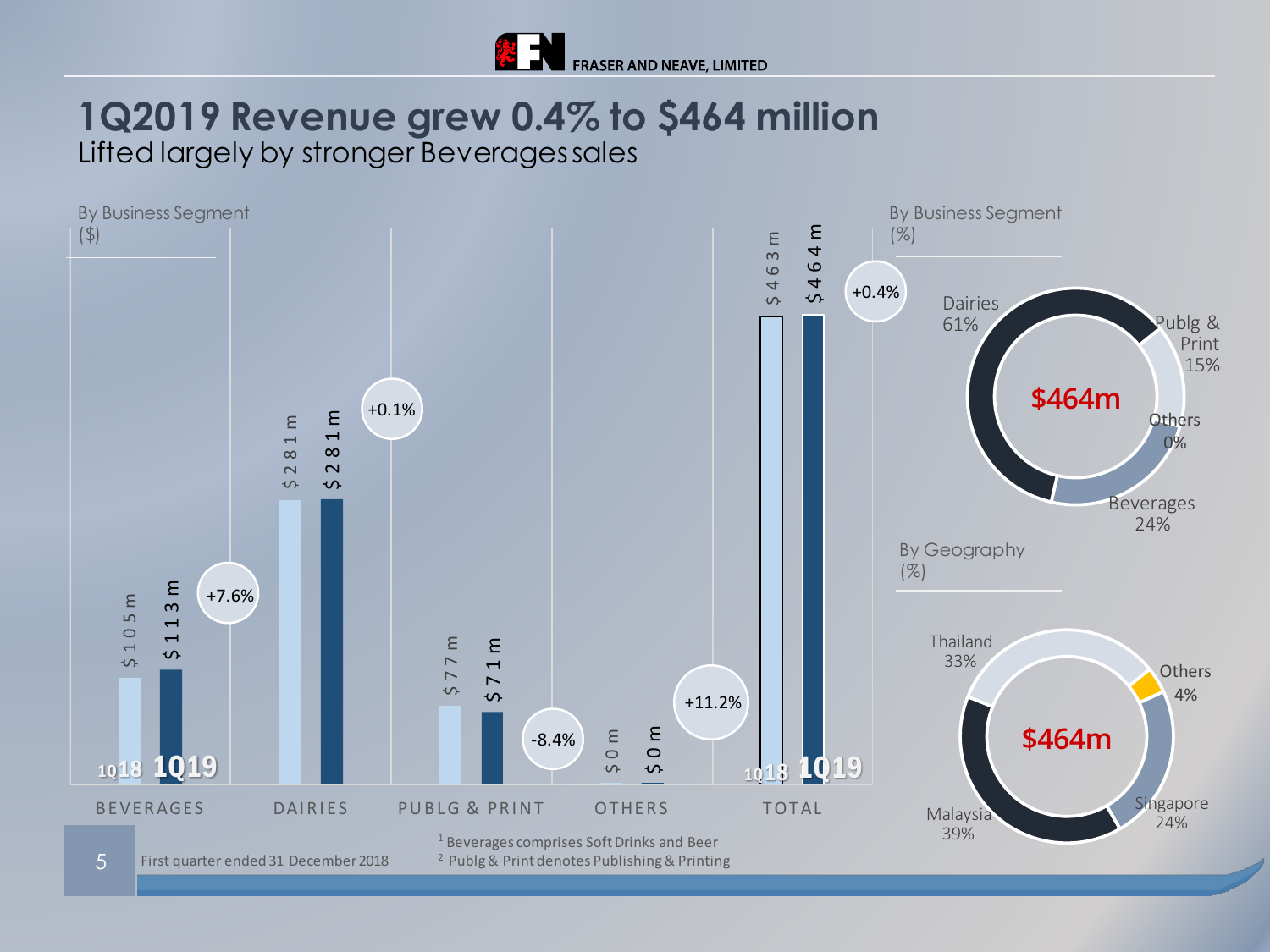# 1Q2019 Revenue grew 0.4% to $464 million

Lifted largely by stronger Beverages sales

**By Business Segment ($)**

| Segment | 1Q18 | 1Q19 | Change |
|---|---|---|---|
| BEVERAGES | $105m | $113m | +7.6% |
| DAIRIES | $281m | $281m | +0.1% |
| PUBLG & PRINT | $77m | $71m | -8.4% |
| OTHERS | $0m | $0m | +11.2% |
| TOTAL | $463m | $464m | +0.4% |

**By Business Segment (%)**

$464m

| Segment | % |
|---|---|
| Dairies | 61% |
| Publg & Print | 15% |
| Others | 0% |
| Beverages | 24% |

**By Geography (%)**

$464m

| Geography | % |
|---|---|
| Thailand | 33% |
| Others | 4% |
| Singapore | 24% |
| Malaysia | 39% |

First quarter ended 31 December 2018

[1] Beverages comprises Soft Drinks and Beer

[2] Publg & Print denotes Publishing & Printing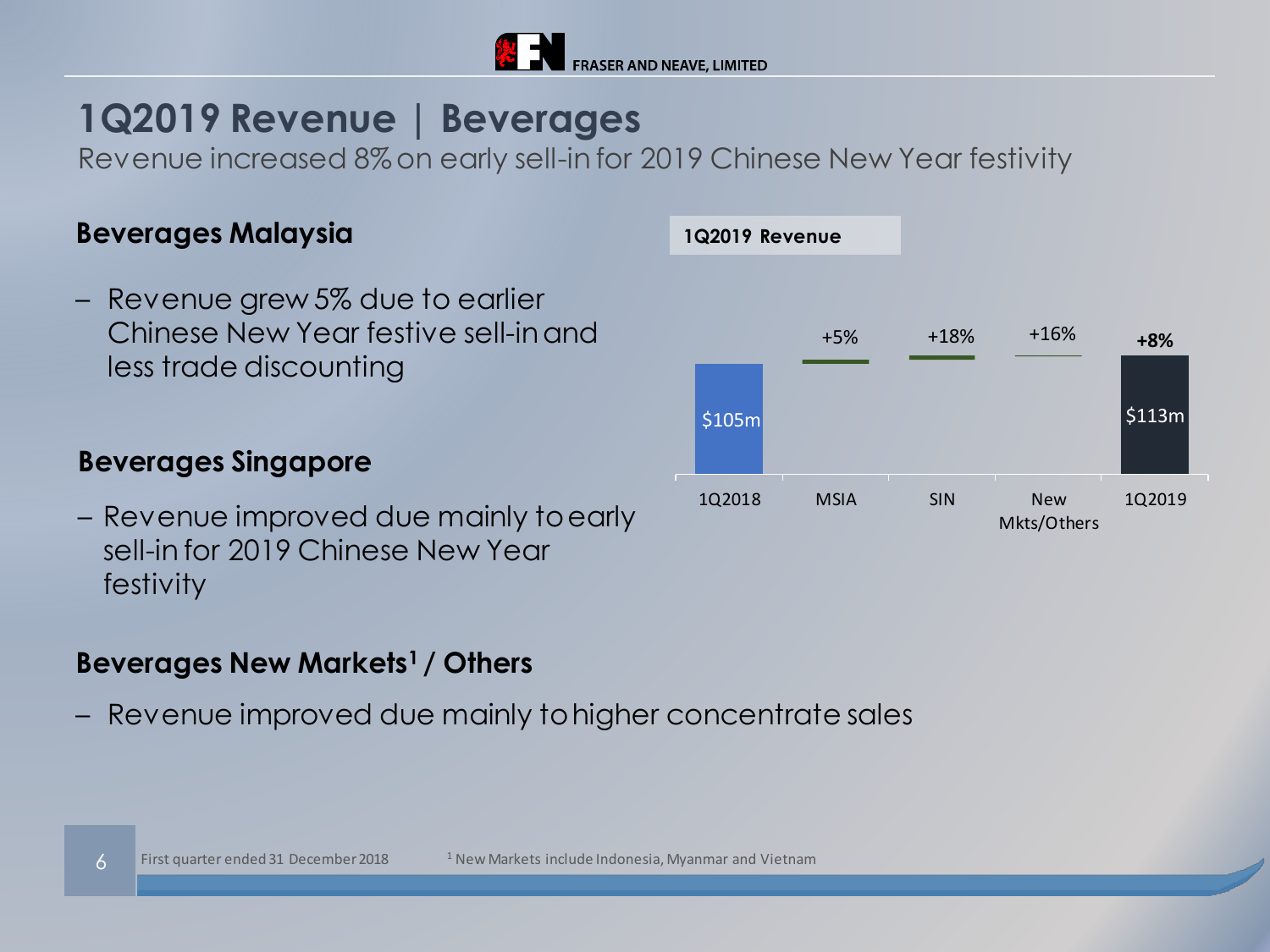# 1Q2019 Revenue | Beverages

Revenue increased 8% on early sell-in for 2019 Chinese New Year festivity

### Beverages Malaysia

– Revenue grew 5% due to earlier Chinese New Year festive sell-in and less trade discounting

### Beverages Singapore

– Revenue improved due mainly to early sell-in for 2019 Chinese New Year festivity

### Beverages New Markets[1] / Others

– Revenue improved due mainly to higher concentrate sales

**1Q2019 Revenue**

| 1Q2018 | MSIA | SIN | New Mkts/Others | 1Q2019 |
|---|---|---|---|---|
| $105m | +5% | +18% | +16% | $113m (+8%) |

First quarter ended 31 December 2018

[1] New Markets include Indonesia, Myanmar and Vietnam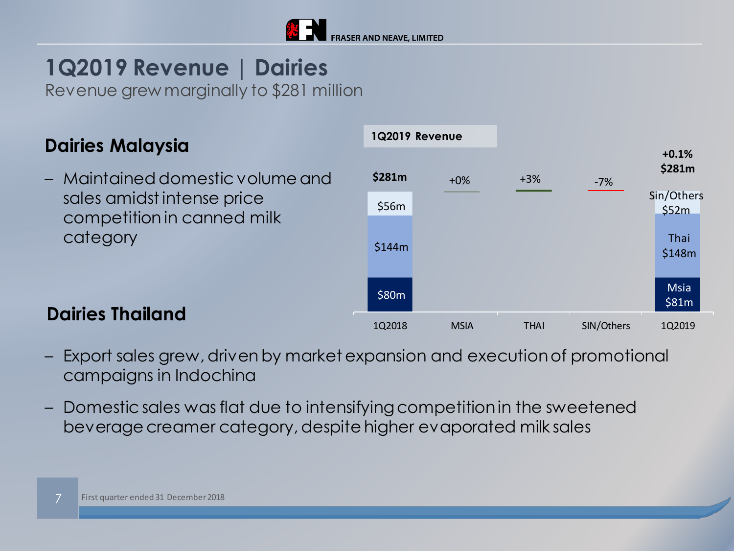# 1Q2019 Revenue | Dairies

Revenue grew marginally to $281 million

## Dairies Malaysia

- Maintained domestic volume and sales amidst intense price competition in canned milk category

**1Q2019 Revenue**

| | 1Q2018 | MSIA | THAI | SIN/Others | 1Q2019 |
|---|---|---|---|---|---|
| Total | $281m | +0% | +3% | -7% | +0.1% $281m |
| Sin/Others | $56m | | | | $52m |
| Thai | $144m | | | | $148m |
| Msia | $80m | | | | $81m |

## Dairies Thailand

- Export sales grew, driven by market expansion and execution of promotional campaigns in Indochina
- Domestic sales was flat due to intensifying competition in the sweetened beverage creamer category, despite higher evaporated milk sales

First quarter ended 31 December 2018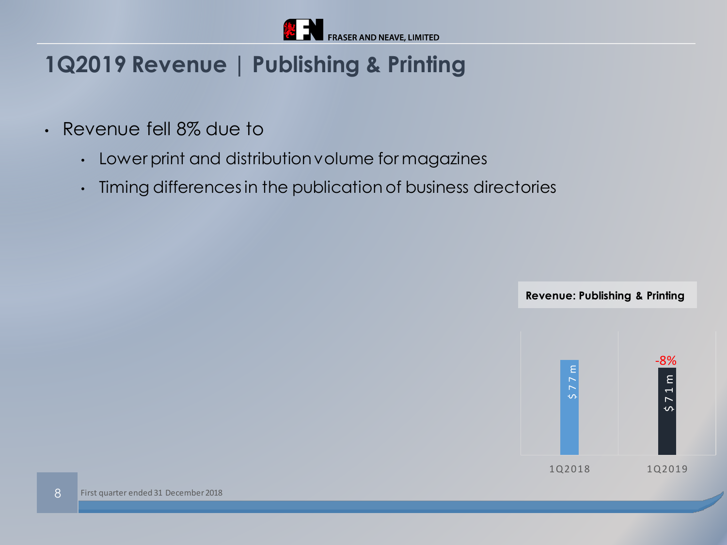# 1Q2019 Revenue | Publishing & Printing

- Revenue fell 8% due to
  - Lower print and distribution volume for magazines
  - Timing differences in the publication of business directories

**Revenue: Publishing & Printing**

| | 1Q2018 | 1Q2019 |
|---|---|---|
| Revenue | $77m | $71m |
| Change | | -8% |

First quarter ended 31 December 2018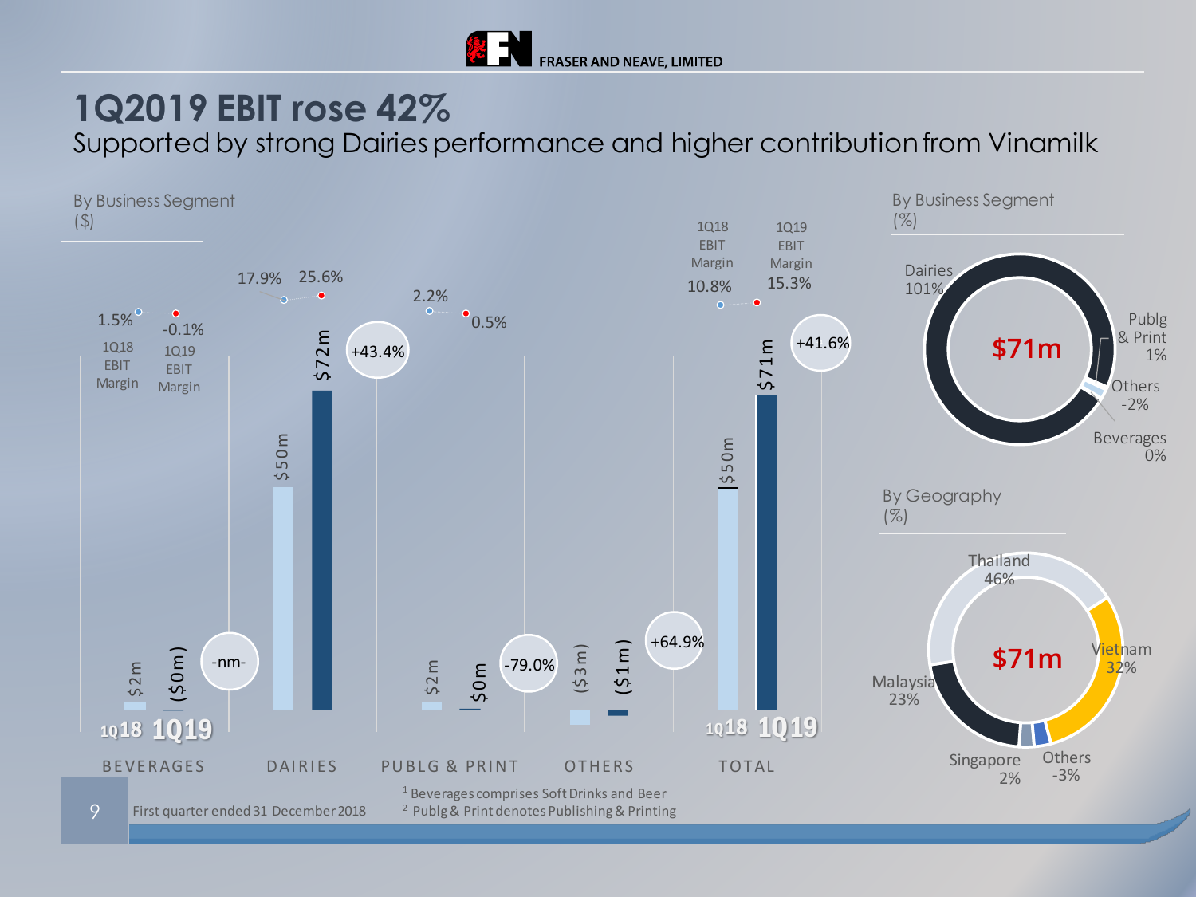FRASER AND NEAVE, LIMITED

# 1Q2019 EBIT rose 42%

## Supported by strong Dairies performance and higher contribution from Vinamilk

### By Business Segment ($)

| Segment | 1Q18 | 1Q19 | Change | 1Q18 EBIT Margin | 1Q19 EBIT Margin |
|---|---|---|---|---|---|
| BEVERAGES[1] | $2m | ($0m) | -nm- | 1.5% | -0.1% |
| DAIRIES | $50m | $72m | +43.4% | 17.9% | 25.6% |
| PUBLG & PRINT[2] | $2m | $0m | -79.0% | 2.2% | 0.5% |
| OTHERS | ($3m) | ($1m) | +64.9% | | |
| TOTAL | $50m | $71m | +41.6% | 10.8% | 15.3% |

### By Business Segment (%)

$71m

| Segment | % |
|---|---|
| Dairies | 101% |
| Publg & Print | 1% |
| Others | -2% |
| Beverages | 0% |

### By Geography (%)

$71m

| Geography | % |
|---|---|
| Thailand | 46% |
| Vietnam | 32% |
| Malaysia | 23% |
| Singapore | 2% |
| Others | -3% |

First quarter ended 31 December 2018

[1] Beverages comprises Soft Drinks and Beer

[2] Publg & Print denotes Publishing & Printing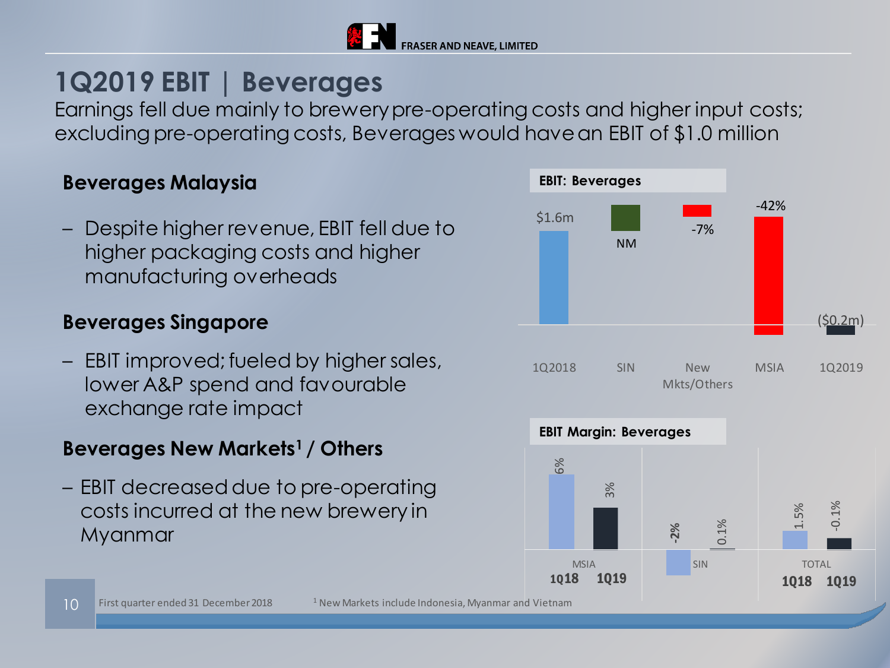# 1Q2019 EBIT | Beverages

Earnings fell due mainly to brewery pre-operating costs and higher input costs; excluding pre-operating costs, Beverages would have an EBIT of $1.0 million

### Beverages Malaysia

– Despite higher revenue, EBIT fell due to higher packaging costs and higher manufacturing overheads

### Beverages Singapore

– EBIT improved; fueled by higher sales, lower A&P spend and favourable exchange rate impact

### Beverages New Markets[1] / Others

– EBIT decreased due to pre-operating costs incurred at the new brewery in Myanmar

**EBIT: Beverages**

| 1Q2018 | SIN | New Mkts/Others | MSIA | 1Q2019 |
|---|---|---|---|---|
| $1.6m | NM | -7% | -42% | ($0.2m) |

**EBIT Margin: Beverages**

| | 1Q18 | 1Q19 |
|---|---|---|
| MSIA | 6% | 3% |
| SIN | -2% | 0.1% |
| TOTAL | 1.5% | -0.1% |

First quarter ended 31 December 2018

[1] New Markets include Indonesia, Myanmar and Vietnam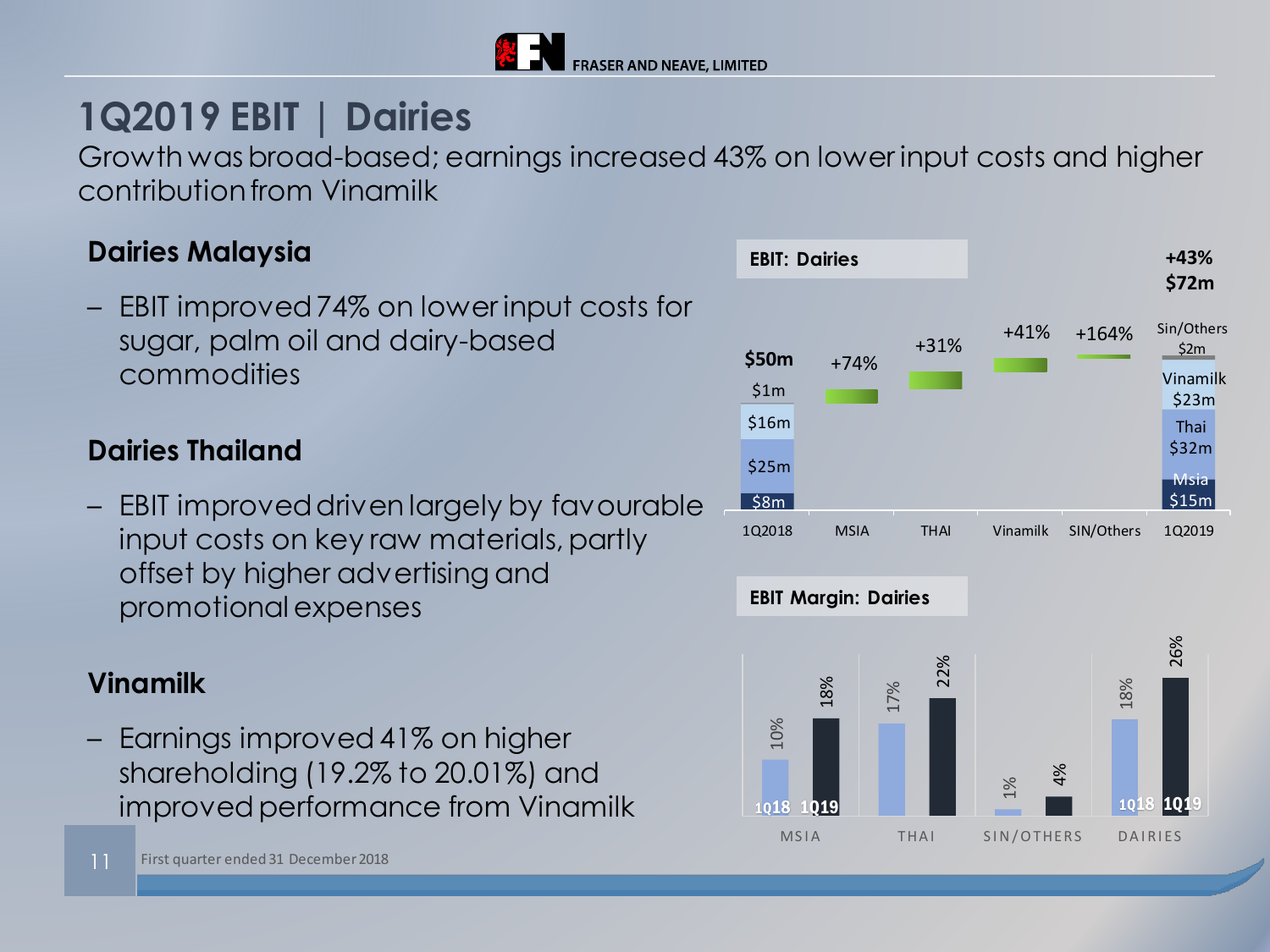# 1Q2019 EBIT | Dairies

Growth was broad-based; earnings increased 43% on lower input costs and higher contribution from Vinamilk

## Dairies Malaysia

– EBIT improved 74% on lower input costs for sugar, palm oil and dairy-based commodities

## Dairies Thailand

– EBIT improved driven largely by favourable input costs on key raw materials, partly offset by higher advertising and promotional expenses

## Vinamilk

– Earnings improved 41% on higher shareholding (19.2% to 20.01%) and improved performance from Vinamilk

**EBIT: Dairies**

| | 1Q2018 | MSIA | THAI | Vinamilk | SIN/Others | 1Q2019 |
|---|---|---|---|---|---|---|
| Total / Change | $50m | +74% | +31% | +41% | +164% | $72m (+43%) |
| Msia | $8m | | | | | $15m |
| Thai | $25m | | | | | $32m |
| Vinamilk | $16m | | | | | $23m |
| Sin/Others | $1m | | | | | $2m |

**EBIT Margin: Dairies**

| | 1Q18 | 1Q19 |
|---|---|---|
| MSIA | 10% | 18% |
| THAI | 17% | 22% |
| SIN/OTHERS | 1% | 4% |
| DAIRIES | 18% | 26% |

First quarter ended 31 December 2018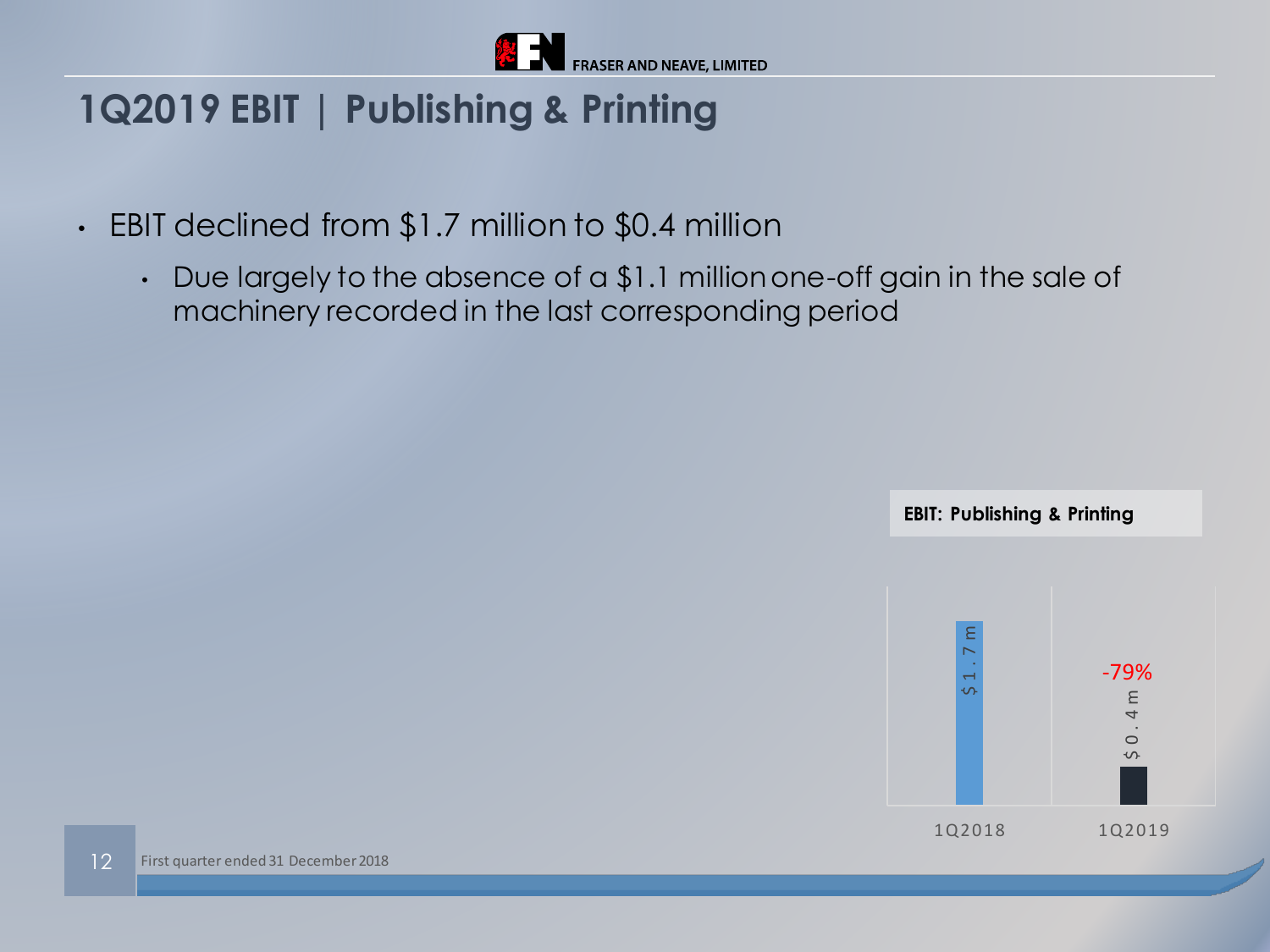## 1Q2019 EBIT | Publishing & Printing

- EBIT declined from $1.7 million to $0.4 million
  - Due largely to the absence of a $1.1 million one-off gain in the sale of machinery recorded in the last corresponding period

**EBIT: Publishing & Printing**

| | 1Q2018 | 1Q2019 |
|---|---|---|
| EBIT | $1.7m | $0.4m |
| Change | | -79% |

First quarter ended 31 December 2018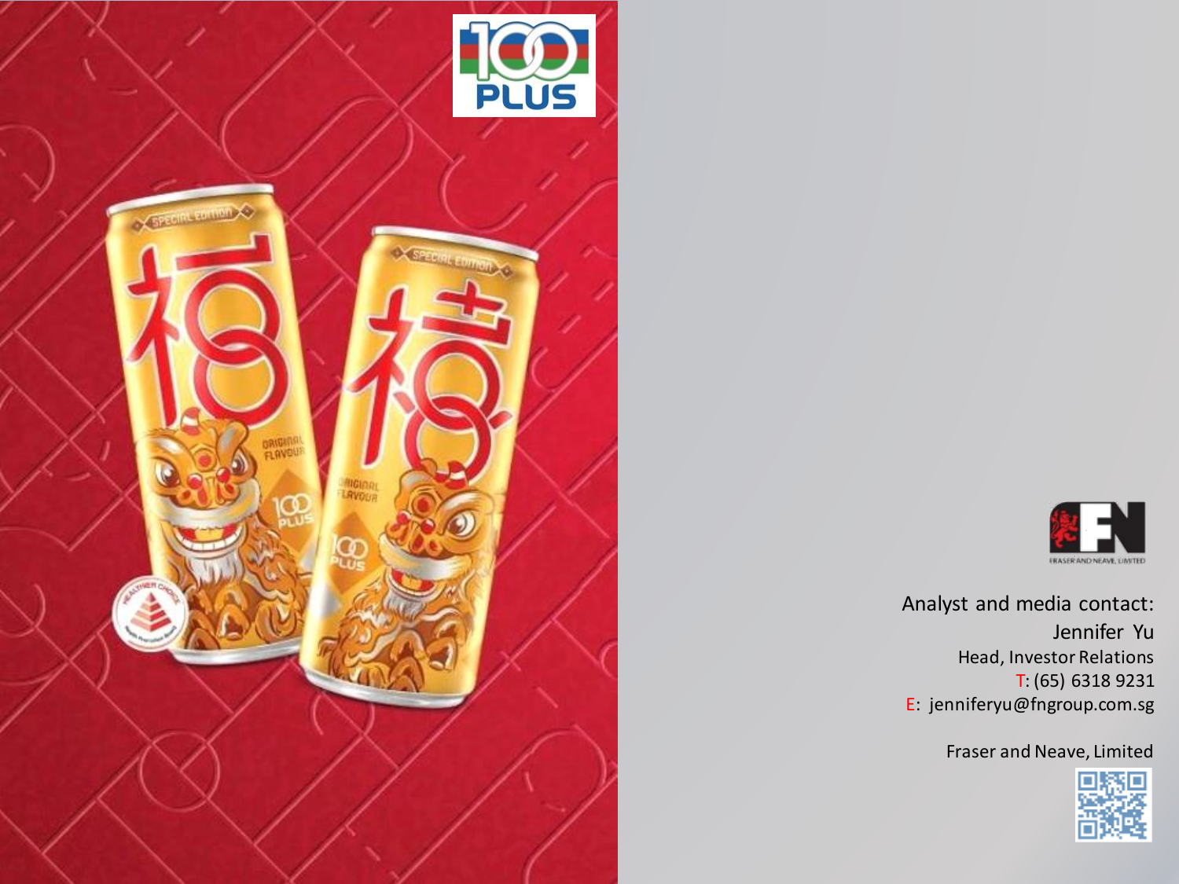Analyst and media contact:

Jennifer Yu

Head, Investor Relations

T: (65) 6318 9231

E: jenniferyu@fngroup.com.sg

Fraser and Neave, Limited